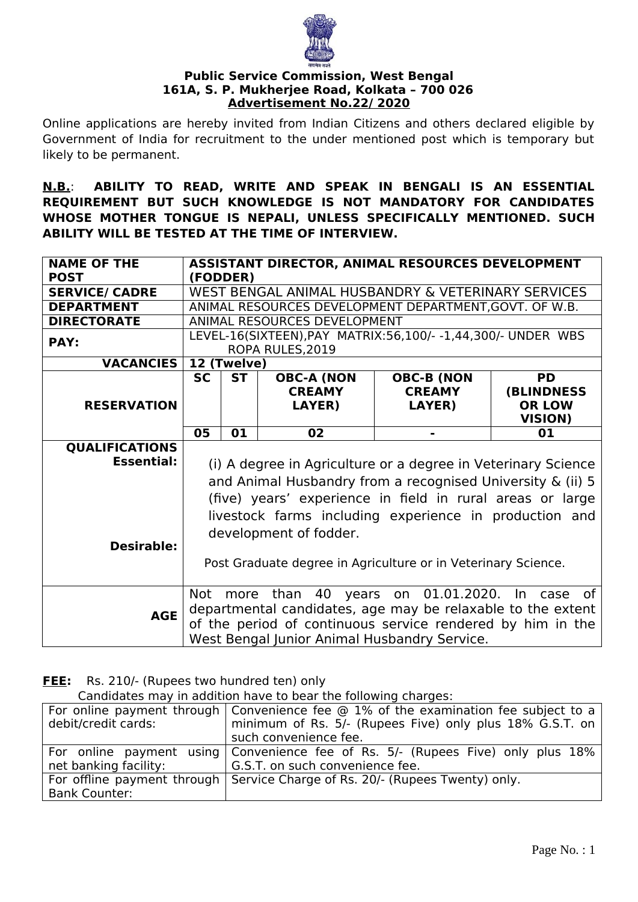**Public Service Commission, West Bengal**
**161A, S. P. Mukherjee Road, Kolkata – 700 026**
**Advertisement No.22/ 2020**

Online applications are hereby invited from Indian Citizens and others declared eligible by Government of India for recruitment to the under mentioned post which is temporary but likely to be permanent.

**N.B.: ABILITY TO READ, WRITE AND SPEAK IN BENGALI IS AN ESSENTIAL REQUIREMENT BUT SUCH KNOWLEDGE IS NOT MANDATORY FOR CANDIDATES WHOSE MOTHER TONGUE IS NEPALI, UNLESS SPECIFICALLY MENTIONED. SUCH ABILITY WILL BE TESTED AT THE TIME OF INTERVIEW.**

| | | | | | |
|---|---|---|---|---|---|
| **NAME OF THE POST** | **ASSISTANT DIRECTOR, ANIMAL RESOURCES DEVELOPMENT (FODDER)** | | | | |
| **SERVICE/ CADRE** | WEST BENGAL ANIMAL HUSBANDRY & VETERINARY SERVICES | | | | |
| **DEPARTMENT** | ANIMAL RESOURCES DEVELOPMENT DEPARTMENT,GOVT. OF W.B. | | | | |
| **DIRECTORATE** | ANIMAL RESOURCES DEVELOPMENT | | | | |
| **PAY:** | LEVEL-16(SIXTEEN),PAY MATRIX:56,100/- -1,44,300/- UNDER WBS ROPA RULES,2019 | | | | |
| **VACANCIES** | **12 (Twelve)** | | | | |
| **RESERVATION** | **SC** | **ST** | **OBC-A (NON CREAMY LAYER)** | **OBC-B (NON CREAMY LAYER)** | **PD (BLINDNESS OR LOW VISION)** |
| | **05** | **01** | **02** | **-** | **01** |
| **QUALIFICATIONS Essential:** | (i) A degree in Agriculture or a degree in Veterinary Science and Animal Husbandry from a recognised University & (ii) 5 (five) years' experience in field in rural areas or large livestock farms including experience in production and development of fodder. | | | | |
| **Desirable:** | Post Graduate degree in Agriculture or in Veterinary Science. | | | | |
| **AGE** | Not more than 40 years on 01.01.2020. In case of departmental candidates, age may be relaxable to the extent of the period of continuous service rendered by him in the West Bengal Junior Animal Husbandry Service. | | | | |

**FEE:** Rs. 210/- (Rupees two hundred ten) only

Candidates may in addition have to bear the following charges:

| | |
|---|---|
| For online payment through debit/credit cards: | Convenience fee @ 1% of the examination fee subject to a minimum of Rs. 5/- (Rupees Five) only plus 18% G.S.T. on such convenience fee. |
| For online payment using net banking facility: | Convenience fee of Rs. 5/- (Rupees Five) only plus 18% G.S.T. on such convenience fee. |
| For offline payment through Bank Counter: | Service Charge of Rs. 20/- (Rupees Twenty) only. |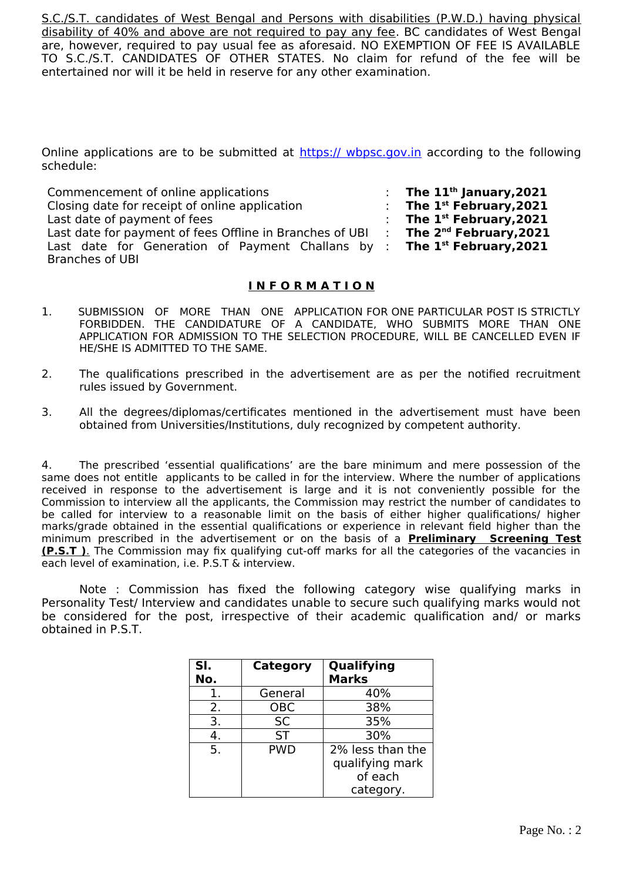S.C./S.T. candidates of West Bengal and Persons with disabilities (P.W.D.) having physical disability of 40% and above are not required to pay any fee. BC candidates of West Bengal are, however, required to pay usual fee as aforesaid. NO EXEMPTION OF FEE IS AVAILABLE TO S.C./S.T. CANDIDATES OF OTHER STATES. No claim for refund of the fee will be entertained nor will it be held in reserve for any other examination.

Online applications are to be submitted at https:// wbpsc.gov.in according to the following schedule:

| | | |
|---|---|---|
| Commencement of online applications | : | **The 11th January,2021** |
| Closing date for receipt of online application | : | **The 1st February,2021** |
| Last date of payment of fees | : | **The 1st February,2021** |
| Last date for payment of fees Offline in Branches of UBI | : | **The 2nd February,2021** |
| Last date for Generation of Payment Challans by Branches of UBI | : | **The 1st February,2021** |

## I N F O R M A T I O N

1. SUBMISSION OF MORE THAN ONE APPLICATION FOR ONE PARTICULAR POST IS STRICTLY FORBIDDEN. THE CANDIDATURE OF A CANDIDATE, WHO SUBMITS MORE THAN ONE APPLICATION FOR ADMISSION TO THE SELECTION PROCEDURE, WILL BE CANCELLED EVEN IF HE/SHE IS ADMITTED TO THE SAME.

2. The qualifications prescribed in the advertisement are as per the notified recruitment rules issued by Government.

3. All the degrees/diplomas/certificates mentioned in the advertisement must have been obtained from Universities/Institutions, duly recognized by competent authority.

4. The prescribed 'essential qualifications' are the bare minimum and mere possession of the same does not entitle applicants to be called in for the interview. Where the number of applications received in response to the advertisement is large and it is not conveniently possible for the Commission to interview all the applicants, the Commission may restrict the number of candidates to be called for interview to a reasonable limit on the basis of either higher qualifications/ higher marks/grade obtained in the essential qualifications or experience in relevant field higher than the minimum prescribed in the advertisement or on the basis of a **Preliminary Screening Test (P.S.T )**. The Commission may fix qualifying cut-off marks for all the categories of the vacancies in each level of examination, i.e. P.S.T & interview.

Note : Commission has fixed the following category wise qualifying marks in Personality Test/ Interview and candidates unable to secure such qualifying marks would not be considered for the post, irrespective of their academic qualification and/ or marks obtained in P.S.T.

| Sl. No. | Category | Qualifying Marks |
|---|---|---|
| 1. | General | 40% |
| 2. | OBC | 38% |
| 3. | SC | 35% |
| 4. | ST | 30% |
| 5. | PWD | 2% less than the qualifying mark of each category. |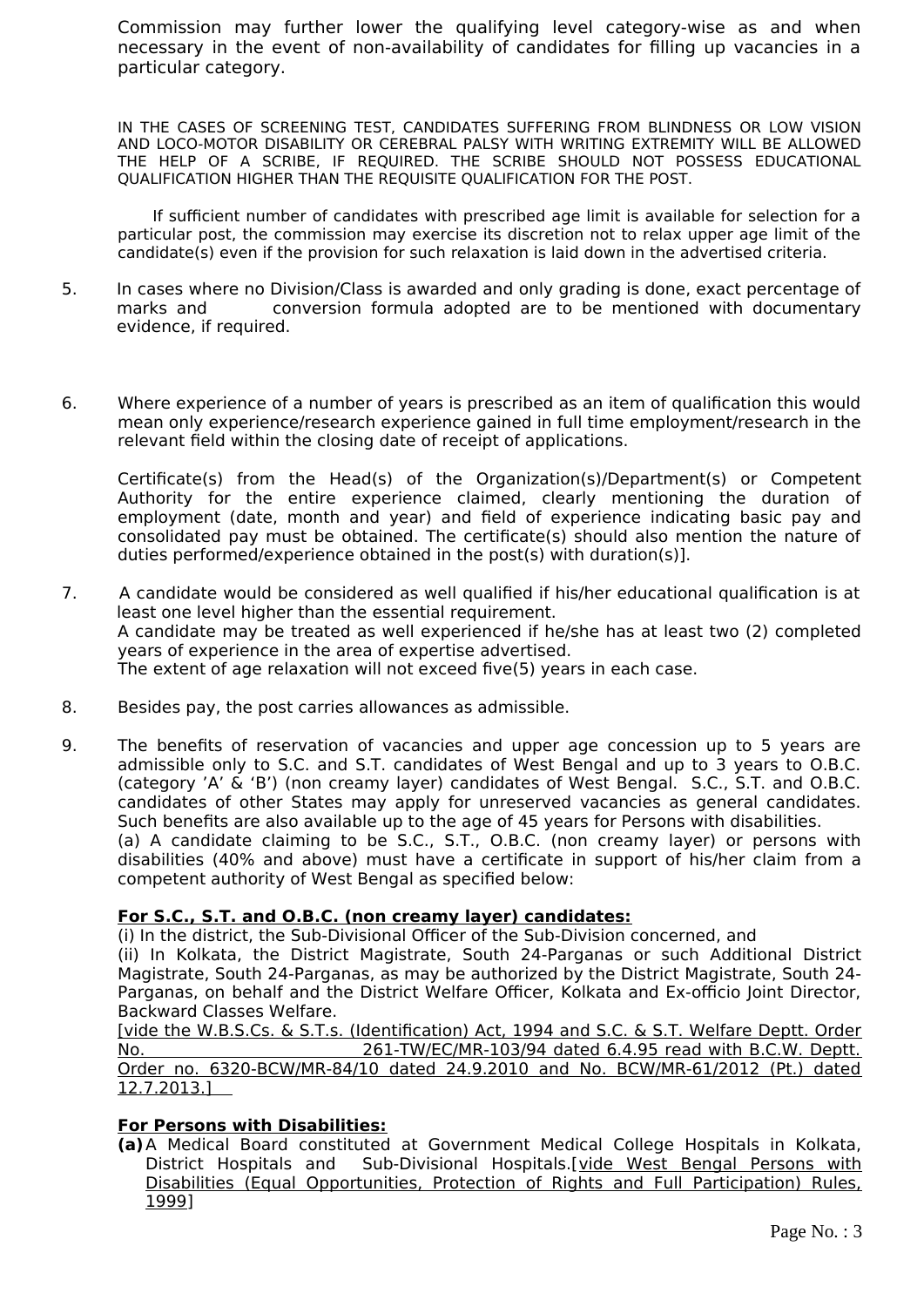Commission may further lower the qualifying level category-wise as and when necessary in the event of non-availability of candidates for filling up vacancies in a particular category.

IN THE CASES OF SCREENING TEST, CANDIDATES SUFFERING FROM BLINDNESS OR LOW VISION AND LOCO-MOTOR DISABILITY OR CEREBRAL PALSY WITH WRITING EXTREMITY WILL BE ALLOWED THE HELP OF A SCRIBE, IF REQUIRED. THE SCRIBE SHOULD NOT POSSESS EDUCATIONAL QUALIFICATION HIGHER THAN THE REQUISITE QUALIFICATION FOR THE POST.

If sufficient number of candidates with prescribed age limit is available for selection for a particular post, the commission may exercise its discretion not to relax upper age limit of the candidate(s) even if the provision for such relaxation is laid down in the advertised criteria.

5. In cases where no Division/Class is awarded and only grading is done, exact percentage of marks and conversion formula adopted are to be mentioned with documentary evidence, if required.

6. Where experience of a number of years is prescribed as an item of qualification this would mean only experience/research experience gained in full time employment/research in the relevant field within the closing date of receipt of applications.

   Certificate(s) from the Head(s) of the Organization(s)/Department(s) or Competent Authority for the entire experience claimed, clearly mentioning the duration of employment (date, month and year) and field of experience indicating basic pay and consolidated pay must be obtained. The certificate(s) should also mention the nature of duties performed/experience obtained in the post(s) with duration(s)].

7. A candidate would be considered as well qualified if his/her educational qualification is at least one level higher than the essential requirement.
   A candidate may be treated as well experienced if he/she has at least two (2) completed years of experience in the area of expertise advertised.
   The extent of age relaxation will not exceed five(5) years in each case.

8. Besides pay, the post carries allowances as admissible.

9. The benefits of reservation of vacancies and upper age concession up to 5 years are admissible only to S.C. and S.T. candidates of West Bengal and up to 3 years to O.B.C. (category 'A' & 'B') (non creamy layer) candidates of West Bengal. S.C., S.T. and O.B.C. candidates of other States may apply for unreserved vacancies as general candidates. Such benefits are also available up to the age of 45 years for Persons with disabilities.
   (a) A candidate claiming to be S.C., S.T., O.B.C. (non creamy layer) or persons with disabilities (40% and above) must have a certificate in support of his/her claim from a competent authority of West Bengal as specified below:

   **For S.C., S.T. and O.B.C. (non creamy layer) candidates:**
   (i) In the district, the Sub-Divisional Officer of the Sub-Division concerned, and
   (ii) In Kolkata, the District Magistrate, South 24-Parganas or such Additional District Magistrate, South 24-Parganas, as may be authorized by the District Magistrate, South 24-Parganas, on behalf and the District Welfare Officer, Kolkata and Ex-officio Joint Director, Backward Classes Welfare.
   [vide the W.B.S.Cs. & S.T.s. (Identification) Act, 1994 and S.C. & S.T. Welfare Deptt. Order No. 261-TW/EC/MR-103/94 dated 6.4.95 read with B.C.W. Deptt. Order no. 6320-BCW/MR-84/10 dated 24.9.2010 and No. BCW/MR-61/2012 (Pt.) dated 12.7.2013.]

   **For Persons with Disabilities:**
   **(a)** A Medical Board constituted at Government Medical College Hospitals in Kolkata, District Hospitals and Sub-Divisional Hospitals.[vide West Bengal Persons with Disabilities (Equal Opportunities, Protection of Rights and Full Participation) Rules, 1999]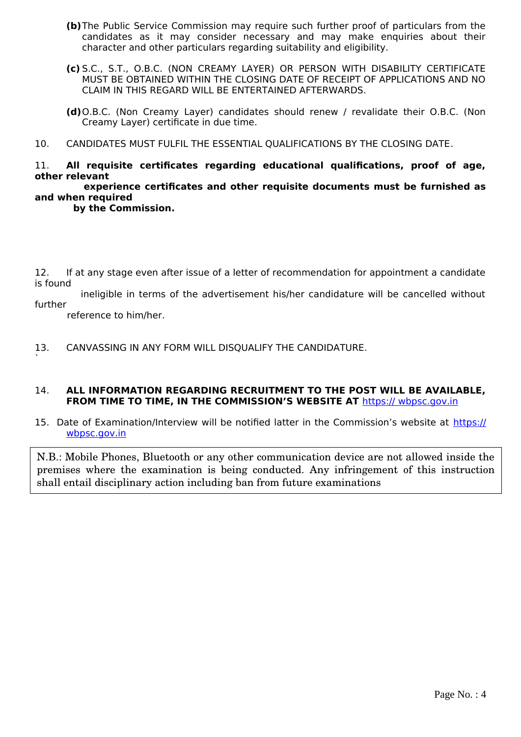**(b)** The Public Service Commission may require such further proof of particulars from the candidates as it may consider necessary and may make enquiries about their character and other particulars regarding suitability and eligibility.

**(c)** S.C., S.T., O.B.C. (NON CREAMY LAYER) OR PERSON WITH DISABILITY CERTIFICATE MUST BE OBTAINED WITHIN THE CLOSING DATE OF RECEIPT OF APPLICATIONS AND NO CLAIM IN THIS REGARD WILL BE ENTERTAINED AFTERWARDS.

**(d)** O.B.C. (Non Creamy Layer) candidates should renew / revalidate their O.B.C. (Non Creamy Layer) certificate in due time.

10. CANDIDATES MUST FULFIL THE ESSENTIAL QUALIFICATIONS BY THE CLOSING DATE.

11. **All requisite certificates regarding educational qualifications, proof of age, other relevant experience certificates and other requisite documents must be furnished as and when required by the Commission.**

12. If at any stage even after issue of a letter of recommendation for appointment a candidate is found ineligible in terms of the advertisement his/her candidature will be cancelled without further reference to him/her.

13. CANVASSING IN ANY FORM WILL DISQUALIFY THE CANDIDATURE.

14. **ALL INFORMATION REGARDING RECRUITMENT TO THE POST WILL BE AVAILABLE, FROM TIME TO TIME, IN THE COMMISSION'S WEBSITE AT** https:// wbpsc.gov.in

15. Date of Examination/Interview will be notified latter in the Commission's website at https:// wbpsc.gov.in

N.B.: Mobile Phones, Bluetooth or any other communication device are not allowed inside the premises where the examination is being conducted. Any infringement of this instruction shall entail disciplinary action including ban from future examinations